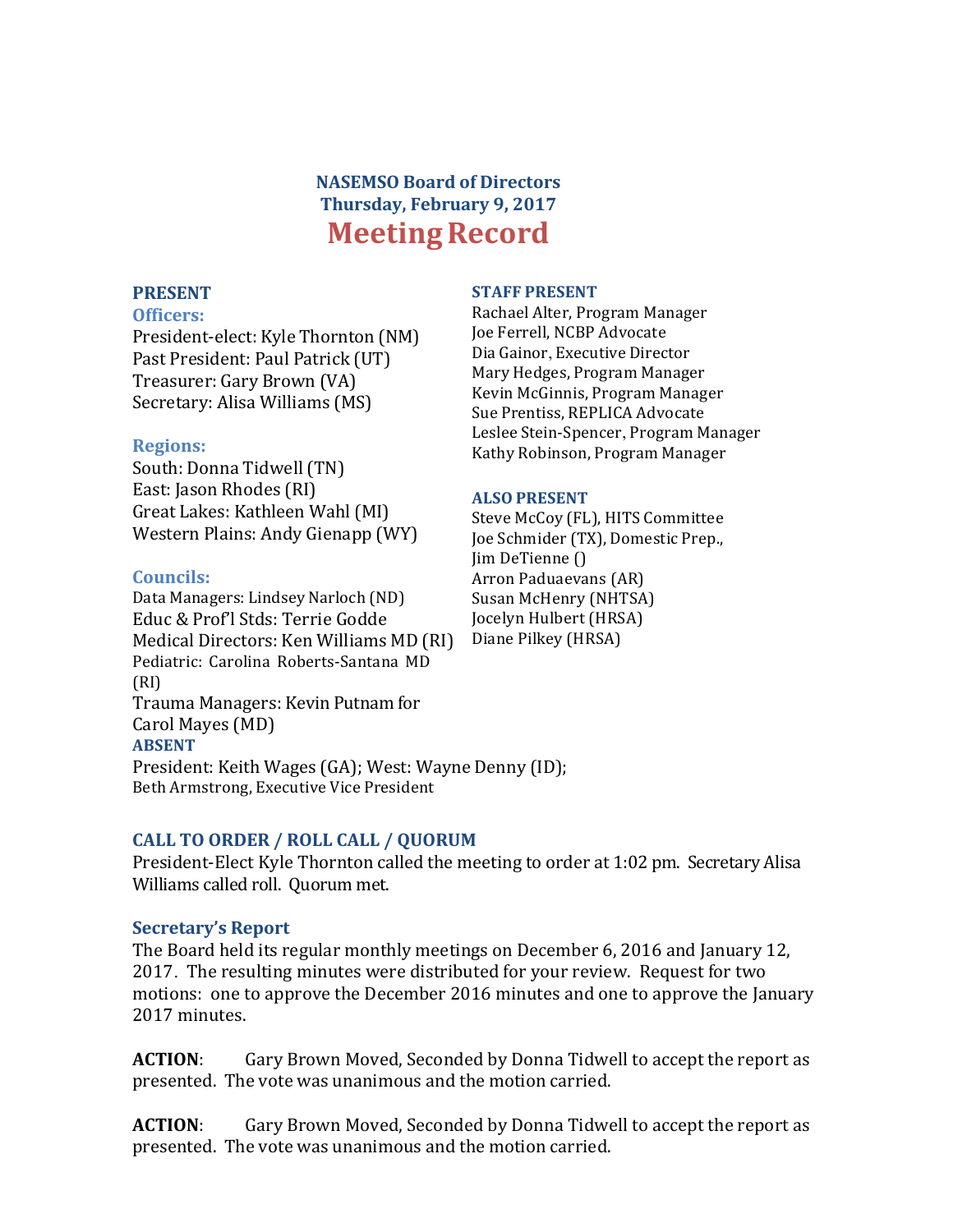# NASEMSO Board of Directors
## Thursday, February 9, 2017
# Meeting Record

### PRESENT

**Officers:**

President-elect: Kyle Thornton (NM)
Past President: Paul Patrick (UT)
Treasurer: Gary Brown (VA)
Secretary: Alisa Williams (MS)

**Regions:**

South: Donna Tidwell (TN)
East: Jason Rhodes (RI)
Great Lakes: Kathleen Wahl (MI)
Western Plains: Andy Gienapp (WY)

**Councils:**

Data Managers: Lindsey Narloch (ND)
Educ & Prof'l Stds: Terrie Godde
Medical Directors: Ken Williams MD (RI)
Pediatric: Carolina Roberts-Santana MD (RI)
Trauma Managers: Kevin Putnam for Carol Mayes (MD)

### ABSENT

President: Keith Wages (GA); West: Wayne Denny (ID);
Beth Armstrong, Executive Vice President

### STAFF PRESENT

Rachael Alter, Program Manager
Joe Ferrell, NCBP Advocate
Dia Gainor, Executive Director
Mary Hedges, Program Manager
Kevin McGinnis, Program Manager
Sue Prentiss, REPLICA Advocate
Leslee Stein-Spencer, Program Manager
Kathy Robinson, Program Manager

### ALSO PRESENT

Steve McCoy (FL), HITS Committee
Joe Schmider (TX), Domestic Prep.,
Jim DeTienne ()
Arron Paduaevans (AR)
Susan McHenry (NHTSA)
Jocelyn Hulbert (HRSA)
Diane Pilkey (HRSA)

### CALL TO ORDER / ROLL CALL / QUORUM

President-Elect Kyle Thornton called the meeting to order at 1:02 pm. Secretary Alisa Williams called roll. Quorum met.

### Secretary's Report

The Board held its regular monthly meetings on December 6, 2016 and January 12, 2017. The resulting minutes were distributed for your review. Request for two motions: one to approve the December 2016 minutes and one to approve the January 2017 minutes.

**ACTION**: Gary Brown Moved, Seconded by Donna Tidwell to accept the report as presented. The vote was unanimous and the motion carried.

**ACTION**: Gary Brown Moved, Seconded by Donna Tidwell to accept the report as presented. The vote was unanimous and the motion carried.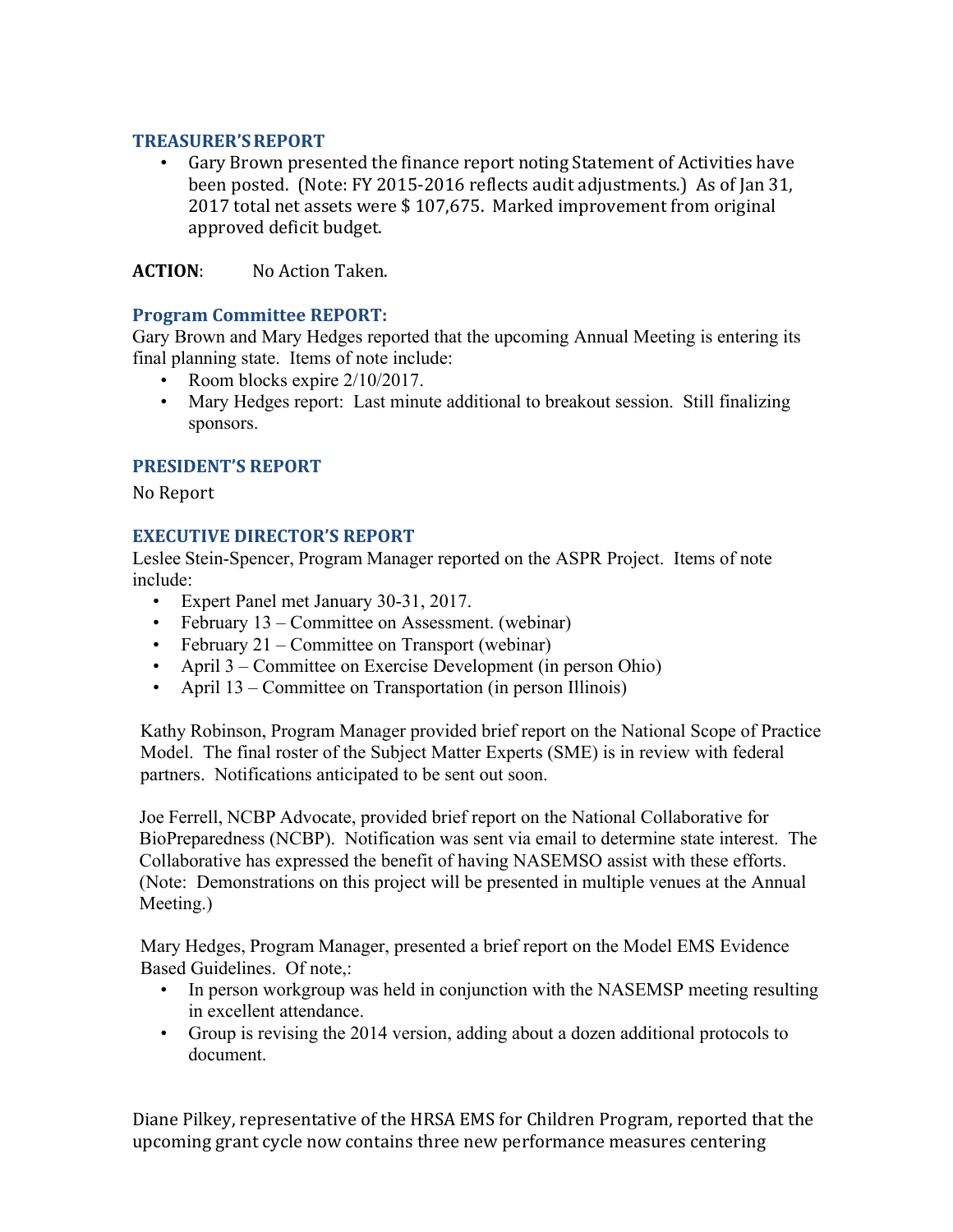### TREASURER'S REPORT

- Gary Brown presented the finance report noting Statement of Activities have been posted. (Note: FY 2015-2016 reflects audit adjustments.) As of Jan 31, 2017 total net assets were $ 107,675. Marked improvement from original approved deficit budget.

**ACTION**: No Action Taken.

### Program Committee REPORT:

Gary Brown and Mary Hedges reported that the upcoming Annual Meeting is entering its final planning state. Items of note include:

- Room blocks expire 2/10/2017.
- Mary Hedges report: Last minute additional to breakout session. Still finalizing sponsors.

### PRESIDENT'S REPORT

No Report

### EXECUTIVE DIRECTOR'S REPORT

Leslee Stein-Spencer, Program Manager reported on the ASPR Project. Items of note include:

- Expert Panel met January 30-31, 2017.
- February 13 – Committee on Assessment. (webinar)
- February 21 – Committee on Transport (webinar)
- April 3 – Committee on Exercise Development (in person Ohio)
- April 13 – Committee on Transportation (in person Illinois)

Kathy Robinson, Program Manager provided brief report on the National Scope of Practice Model. The final roster of the Subject Matter Experts (SME) is in review with federal partners. Notifications anticipated to be sent out soon.

Joe Ferrell, NCBP Advocate, provided brief report on the National Collaborative for BioPreparedness (NCBP). Notification was sent via email to determine state interest. The Collaborative has expressed the benefit of having NASEMSO assist with these efforts. (Note: Demonstrations on this project will be presented in multiple venues at the Annual Meeting.)

Mary Hedges, Program Manager, presented a brief report on the Model EMS Evidence Based Guidelines. Of note,:

- In person workgroup was held in conjunction with the NASEMSP meeting resulting in excellent attendance.
- Group is revising the 2014 version, adding about a dozen additional protocols to document.

Diane Pilkey, representative of the HRSA EMS for Children Program, reported that the upcoming grant cycle now contains three new performance measures centering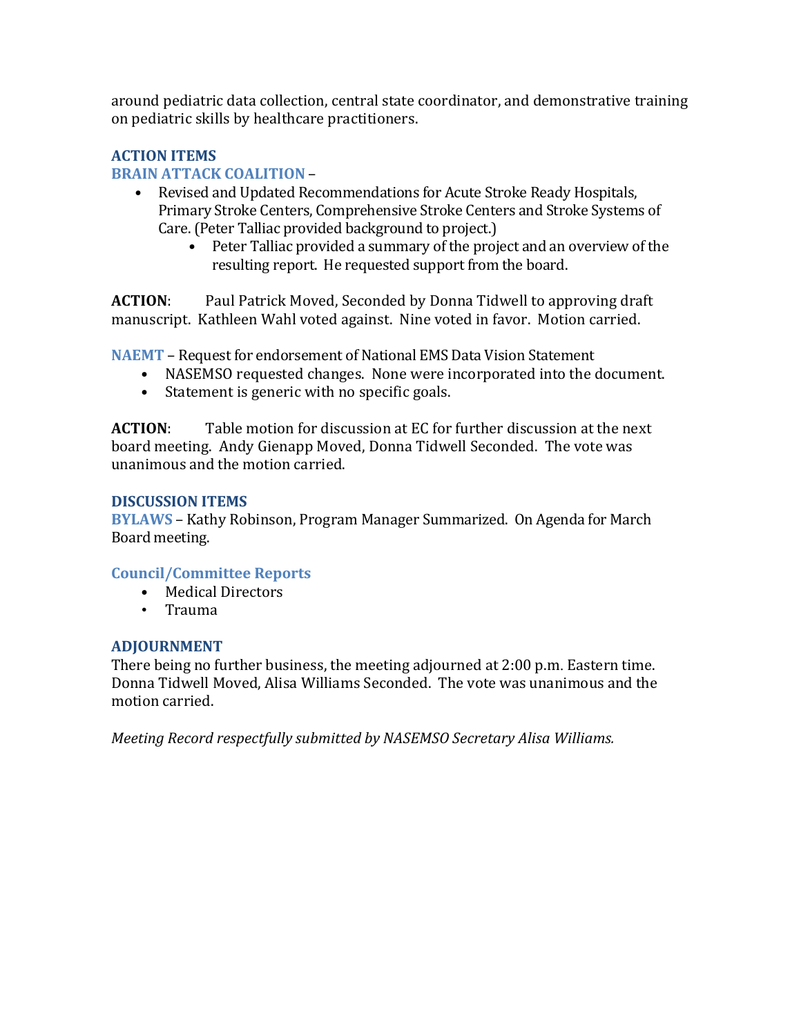around pediatric data collection, central state coordinator, and demonstrative training on pediatric skills by healthcare practitioners.

## ACTION ITEMS

### BRAIN ATTACK COALITION –

- Revised and Updated Recommendations for Acute Stroke Ready Hospitals, Primary Stroke Centers, Comprehensive Stroke Centers and Stroke Systems of Care. (Peter Talliac provided background to project.)
    - Peter Talliac provided a summary of the project and an overview of the resulting report. He requested support from the board.

**ACTION**: Paul Patrick Moved, Seconded by Donna Tidwell to approving draft manuscript. Kathleen Wahl voted against. Nine voted in favor. Motion carried.

**NAEMT** – Request for endorsement of National EMS Data Vision Statement

- NASEMSO requested changes. None were incorporated into the document.
- Statement is generic with no specific goals.

**ACTION**: Table motion for discussion at EC for further discussion at the next board meeting. Andy Gienapp Moved, Donna Tidwell Seconded. The vote was unanimous and the motion carried.

## DISCUSSION ITEMS

**BYLAWS** – Kathy Robinson, Program Manager Summarized. On Agenda for March Board meeting.

### Council/Committee Reports

- Medical Directors
- Trauma

## ADJOURNMENT

There being no further business, the meeting adjourned at 2:00 p.m. Eastern time. Donna Tidwell Moved, Alisa Williams Seconded. The vote was unanimous and the motion carried.

*Meeting Record respectfully submitted by NASEMSO Secretary Alisa Williams.*